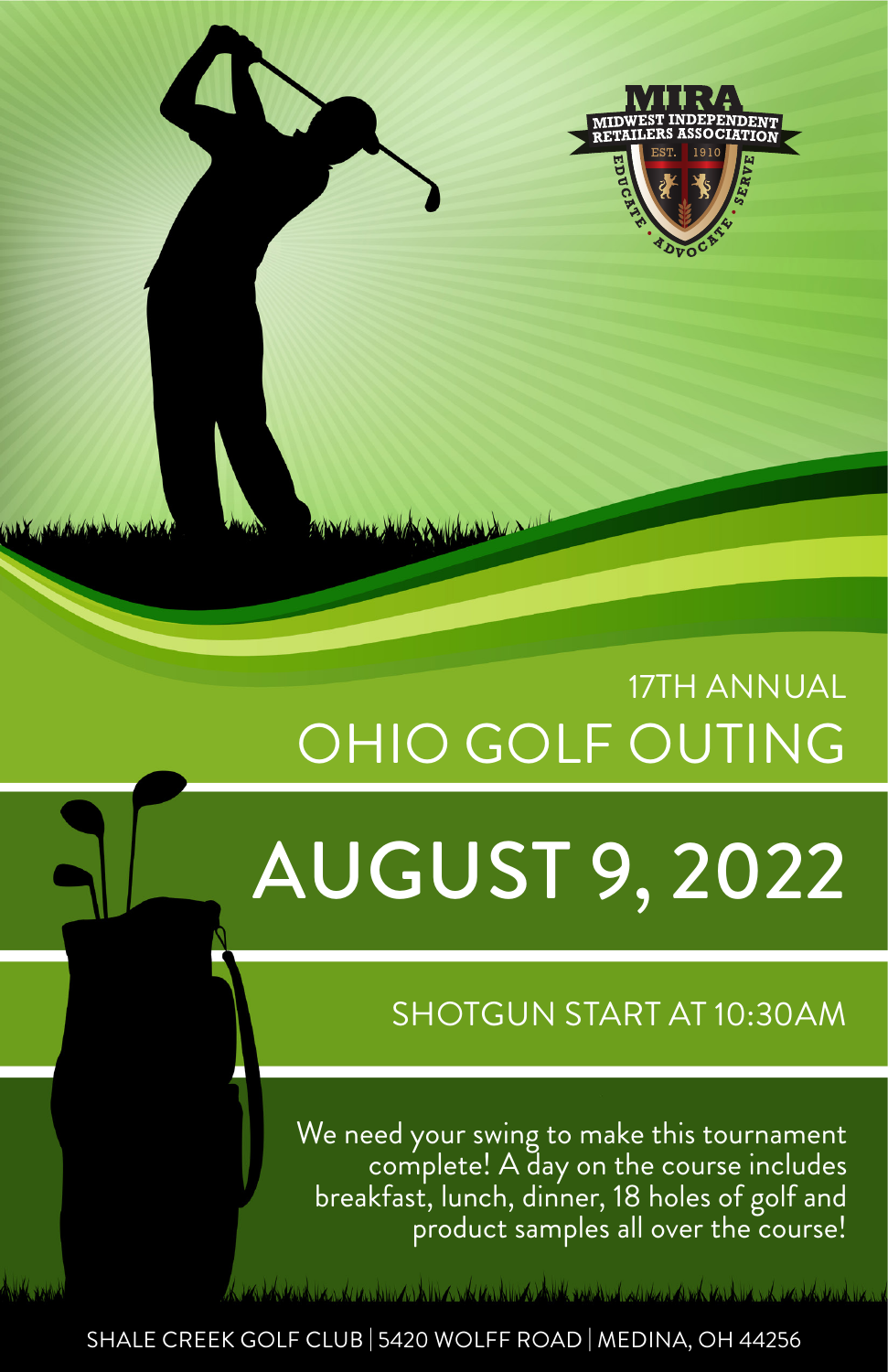MIRA
MIDWEST INDEPENDENT RETAILERS ASSOCIATION
EST. 1910
EDUCATE • ADVOCATE • SERVE

17TH ANNUAL

# OHIO GOLF OUTING

# AUGUST 9, 2022

## SHOTGUN START AT 10:30AM

We need your swing to make this tournament complete! A day on the course includes breakfast, lunch, dinner, 18 holes of golf and product samples all over the course!

SHALE CREEK GOLF CLUB | 5420 WOLFF ROAD | MEDINA, OH 44256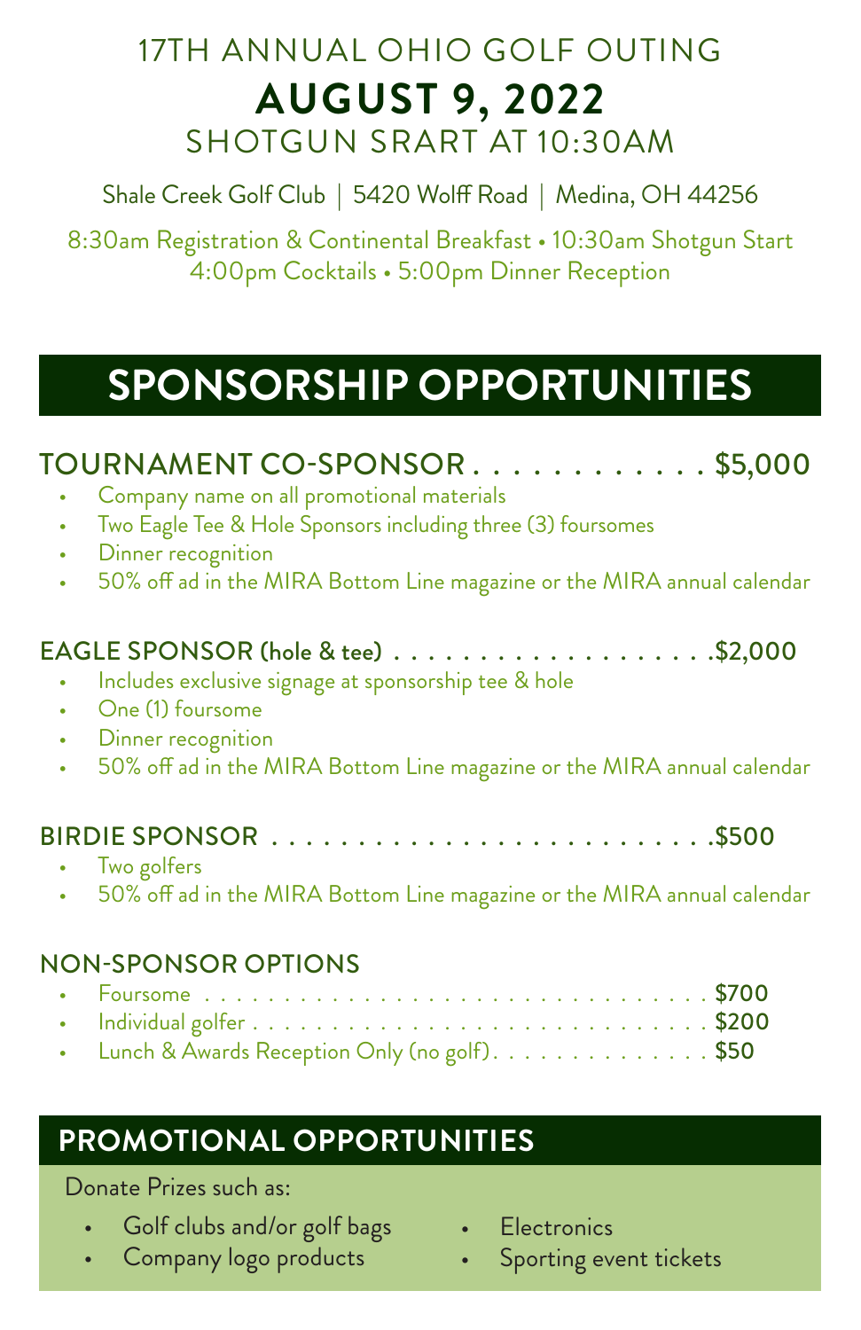# 17TH ANNUAL OHIO GOLF OUTING

# AUGUST 9, 2022

## SHOTGUN SRART AT 10:30AM

Shale Creek Golf Club | 5420 Wolff Road | Medina, OH 44256

8:30am Registration & Continental Breakfast • 10:30am Shotgun Start
4:00pm Cocktails • 5:00pm Dinner Reception

# SPONSORSHIP OPPORTUNITIES

### TOURNAMENT CO-SPONSOR . . . . . . . . . . . . . $5,000

- Company name on all promotional materials
- Two Eagle Tee & Hole Sponsors including three (3) foursomes
- Dinner recognition
- 50% off ad in the MIRA Bottom Line magazine or the MIRA annual calendar

### EAGLE SPONSOR (hole & tee) . . . . . . . . . . . . . . . . . . .$2,000

- Includes exclusive signage at sponsorship tee & hole
- One (1) foursome
- Dinner recognition
- 50% off ad in the MIRA Bottom Line magazine or the MIRA annual calendar

### BIRDIE SPONSOR . . . . . . . . . . . . . . . . . . . . . . . . . .$500

- Two golfers
- 50% off ad in the MIRA Bottom Line magazine or the MIRA annual calendar

### NON-SPONSOR OPTIONS

- Foursome . . . . . . . . . . . . . . . . . . . . . . . . . . . . . . $700
- Individual golfer . . . . . . . . . . . . . . . . . . . . . . . . . . . . $200
- Lunch & Awards Reception Only (no golf). . . . . . . . . . . . . . . $50

## PROMOTIONAL OPPORTUNITIES

Donate Prizes such as:

- Golf clubs and/or golf bags
- Company logo products
- Electronics
- Sporting event tickets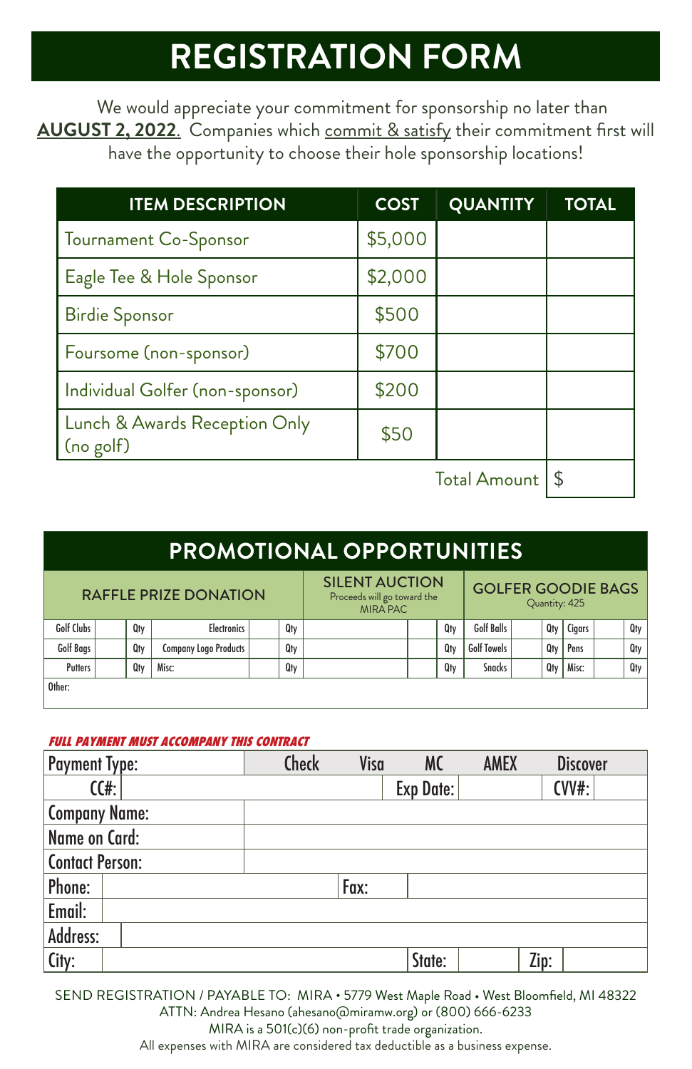# REGISTRATION FORM

We would appreciate your commitment for sponsorship no later than **AUGUST 2, 2022**. Companies which commit & satisfy their commitment first will have the opportunity to choose their hole sponsorship locations!

| ITEM DESCRIPTION | COST | QUANTITY | TOTAL |
|---|---|---|---|
| Tournament Co-Sponsor | $5,000 | | |
| Eagle Tee & Hole Sponsor | $2,000 | | |
| Birdie Sponsor | $500 | | |
| Foursome (non-sponsor) | $700 | | |
| Individual Golfer (non-sponsor) | $200 | | |
| Lunch & Awards Reception Only (no golf) | $50 | | |
| | | Total Amount | $ |

## PROMOTIONAL OPPORTUNITIES

| RAFFLE PRIZE DONATION | | | | | | SILENT AUCTION Proceeds will go toward the MIRA PAC | | | GOLFER GOODIE BAGS Quantity: 425 | | | | | |
|---|---|---|---|---|---|---|---|---|---|---|---|---|---|---|
| Golf Clubs | | Qty | Electronics | | Qty | | | Qty | Golf Balls | | Qty | Cigars | | Qty |
| Golf Bags | | Qty | Company Logo Products | | Qty | | | Qty | Golf Towels | | Qty | Pens | | Qty |
| Putters | | Qty | Misc: | | Qty | | | Qty | Snacks | | Qty | Misc: | | Qty |
| Other: | | | | | | | | | | | | | | |

***FULL PAYMENT MUST ACCOMPANY THIS CONTRACT***

| Payment Type: | Check | Visa | MC | AMEX | Discover |
|---|---|---|---|---|---|
| CC#: | | | Exp Date: | | CVV#: |
| Company Name: | | | | | |
| Name on Card: | | | | | |
| Contact Person: | | | | | |
| Phone: | | Fax: | | | |
| Email: | | | | | |
| Address: | | | | | |
| City: | | | State: | | Zip: |

SEND REGISTRATION / PAYABLE TO: MIRA • 5779 West Maple Road • West Bloomfield, MI 48322
ATTN: Andrea Hesano (ahesano@miramw.org) or (800) 666-6233
MIRA is a 501(c)(6) non-profit trade organization.
All expenses with MIRA are considered tax deductible as a business expense.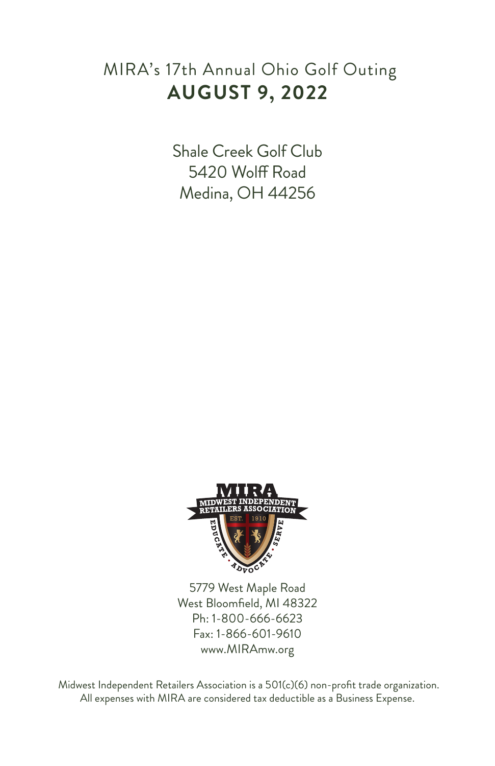MIRA's 17th Annual Ohio Golf Outing

# AUGUST 9, 2022

Shale Creek Golf Club
5420 Wolff Road
Medina, OH 44256

5779 West Maple Road
West Bloomfield, MI 48322
Ph: 1-800-666-6623
Fax: 1-866-601-9610
www.MIRAmw.org

Midwest Independent Retailers Association is a 501(c)(6) non-profit trade organization.
All expenses with MIRA are considered tax deductible as a Business Expense.